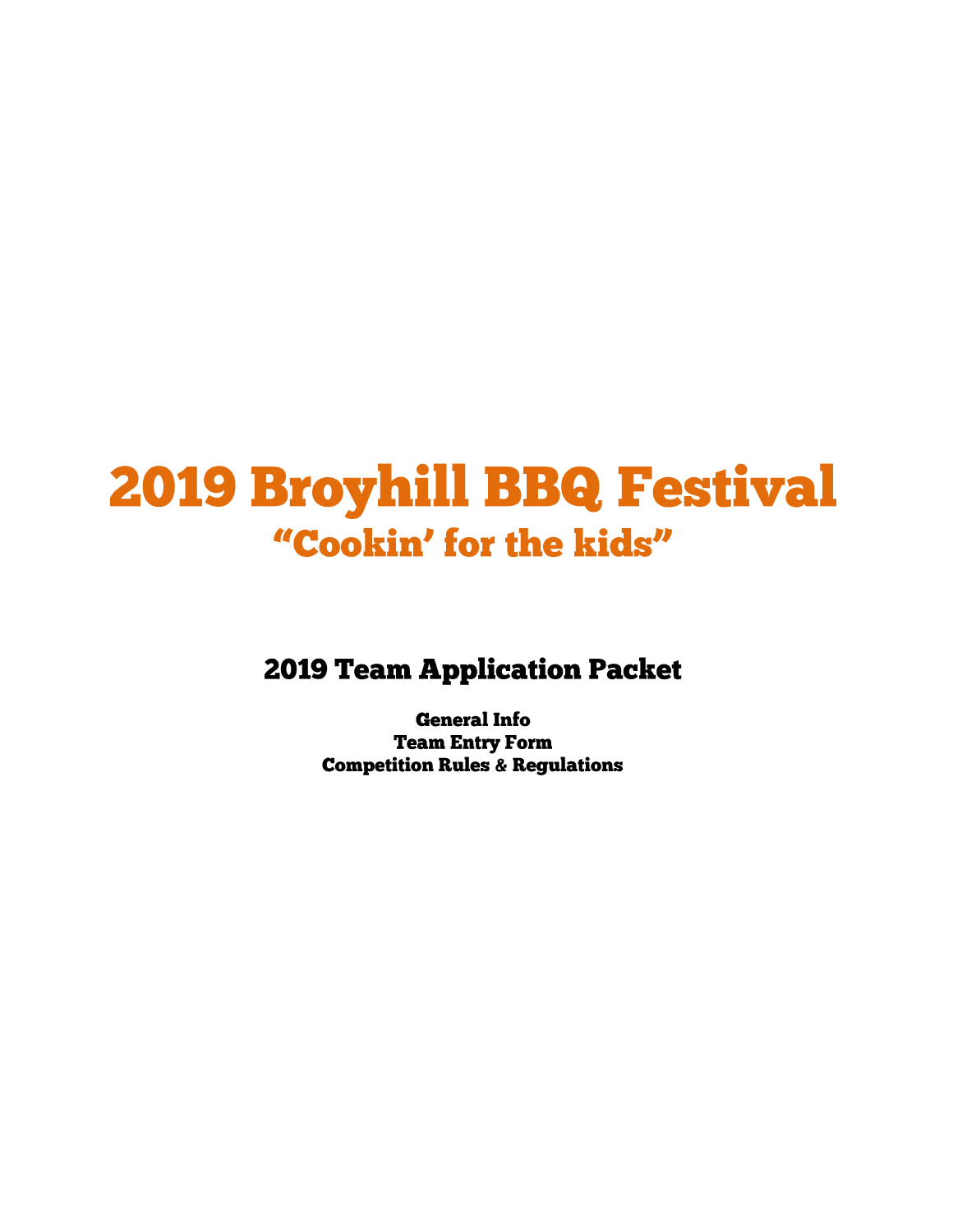# 2019 Broyhill BBQ Festival

## "Cookin' for the kids"

## 2019 Team Application Packet

**General Info**
**Team Entry Form**
**Competition Rules & Regulations**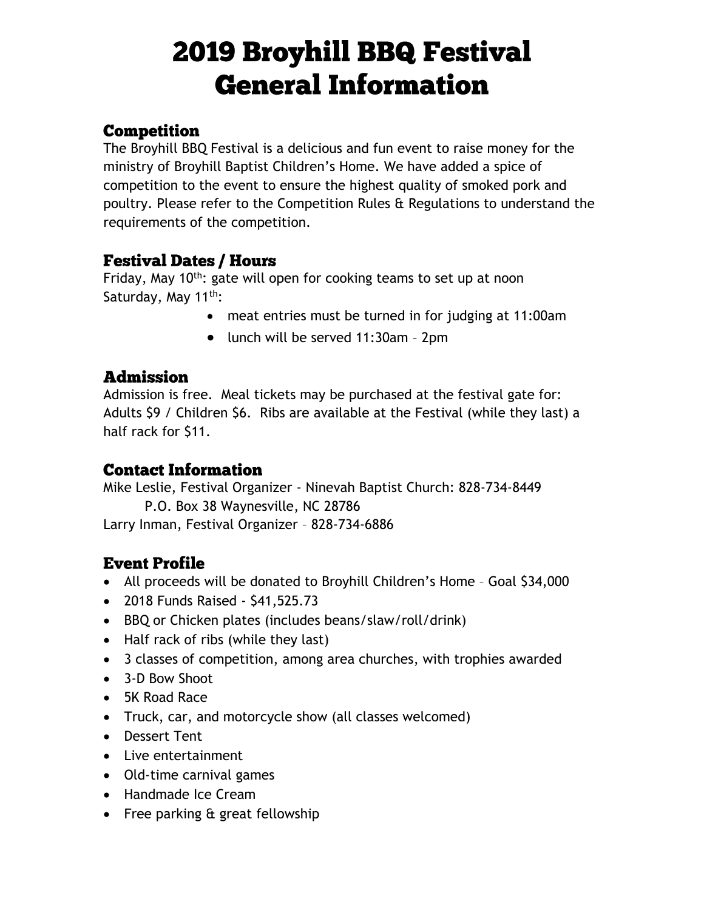# 2019 Broyhill BBQ Festival General Information

## Competition

The Broyhill BBQ Festival is a delicious and fun event to raise money for the ministry of Broyhill Baptist Children's Home. We have added a spice of competition to the event to ensure the highest quality of smoked pork and poultry. Please refer to the Competition Rules & Regulations to understand the requirements of the competition.

## Festival Dates / Hours

Friday, May 10th: gate will open for cooking teams to set up at noon
Saturday, May 11th:

- meat entries must be turned in for judging at 11:00am
- lunch will be served 11:30am – 2pm

## Admission

Admission is free. Meal tickets may be purchased at the festival gate for: Adults $9 / Children $6. Ribs are available at the Festival (while they last) a half rack for $11.

## Contact Information

Mike Leslie, Festival Organizer - Ninevah Baptist Church: 828-734-8449
P.O. Box 38 Waynesville, NC 28786
Larry Inman, Festival Organizer – 828-734-6886

## Event Profile

- All proceeds will be donated to Broyhill Children's Home – Goal $34,000
- 2018 Funds Raised - $41,525.73
- BBQ or Chicken plates (includes beans/slaw/roll/drink)
- Half rack of ribs (while they last)
- 3 classes of competition, among area churches, with trophies awarded
- 3-D Bow Shoot
- 5K Road Race
- Truck, car, and motorcycle show (all classes welcomed)
- Dessert Tent
- Live entertainment
- Old-time carnival games
- Handmade Ice Cream
- Free parking & great fellowship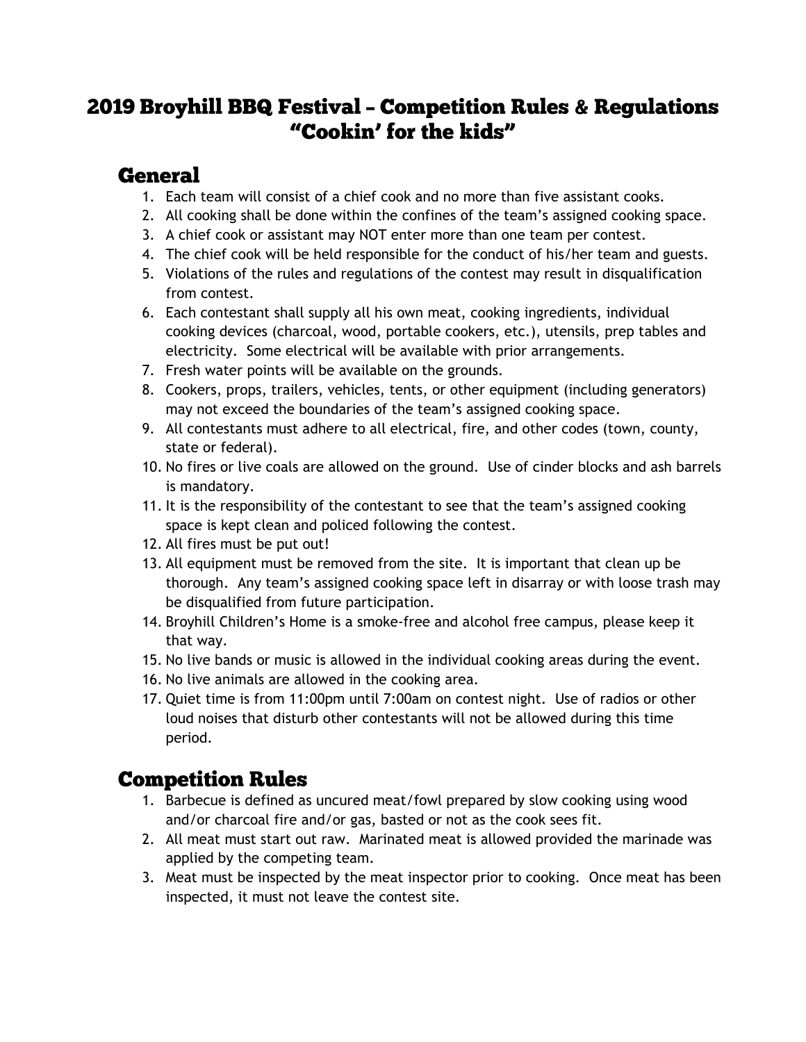# 2019 Broyhill BBQ Festival – Competition Rules & Regulations "Cookin' for the kids"

## General

1. Each team will consist of a chief cook and no more than five assistant cooks.
2. All cooking shall be done within the confines of the team's assigned cooking space.
3. A chief cook or assistant may NOT enter more than one team per contest.
4. The chief cook will be held responsible for the conduct of his/her team and guests.
5. Violations of the rules and regulations of the contest may result in disqualification from contest.
6. Each contestant shall supply all his own meat, cooking ingredients, individual cooking devices (charcoal, wood, portable cookers, etc.), utensils, prep tables and electricity. Some electrical will be available with prior arrangements.
7. Fresh water points will be available on the grounds.
8. Cookers, props, trailers, vehicles, tents, or other equipment (including generators) may not exceed the boundaries of the team's assigned cooking space.
9. All contestants must adhere to all electrical, fire, and other codes (town, county, state or federal).
10. No fires or live coals are allowed on the ground. Use of cinder blocks and ash barrels is mandatory.
11. It is the responsibility of the contestant to see that the team's assigned cooking space is kept clean and policed following the contest.
12. All fires must be put out!
13. All equipment must be removed from the site. It is important that clean up be thorough. Any team's assigned cooking space left in disarray or with loose trash may be disqualified from future participation.
14. Broyhill Children's Home is a smoke-free and alcohol free campus, please keep it that way.
15. No live bands or music is allowed in the individual cooking areas during the event.
16. No live animals are allowed in the cooking area.
17. Quiet time is from 11:00pm until 7:00am on contest night. Use of radios or other loud noises that disturb other contestants will not be allowed during this time period.

## Competition Rules

1. Barbecue is defined as uncured meat/fowl prepared by slow cooking using wood and/or charcoal fire and/or gas, basted or not as the cook sees fit.
2. All meat must start out raw. Marinated meat is allowed provided the marinade was applied by the competing team.
3. Meat must be inspected by the meat inspector prior to cooking. Once meat has been inspected, it must not leave the contest site.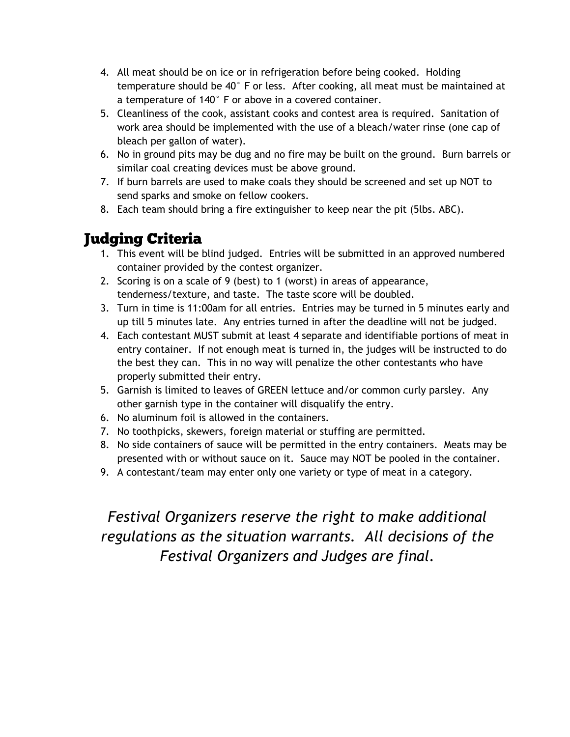4. All meat should be on ice or in refrigeration before being cooked. Holding temperature should be 40° F or less. After cooking, all meat must be maintained at a temperature of 140° F or above in a covered container.
5. Cleanliness of the cook, assistant cooks and contest area is required. Sanitation of work area should be implemented with the use of a bleach/water rinse (one cap of bleach per gallon of water).
6. No in ground pits may be dug and no fire may be built on the ground. Burn barrels or similar coal creating devices must be above ground.
7. If burn barrels are used to make coals they should be screened and set up NOT to send sparks and smoke on fellow cookers.
8. Each team should bring a fire extinguisher to keep near the pit (5lbs. ABC).

## Judging Criteria

1. This event will be blind judged. Entries will be submitted in an approved numbered container provided by the contest organizer.
2. Scoring is on a scale of 9 (best) to 1 (worst) in areas of appearance, tenderness/texture, and taste. The taste score will be doubled.
3. Turn in time is 11:00am for all entries. Entries may be turned in 5 minutes early and up till 5 minutes late. Any entries turned in after the deadline will not be judged.
4. Each contestant MUST submit at least 4 separate and identifiable portions of meat in entry container. If not enough meat is turned in, the judges will be instructed to do the best they can. This in no way will penalize the other contestants who have properly submitted their entry.
5. Garnish is limited to leaves of GREEN lettuce and/or common curly parsley. Any other garnish type in the container will disqualify the entry.
6. No aluminum foil is allowed in the containers.
7. No toothpicks, skewers, foreign material or stuffing are permitted.
8. No side containers of sauce will be permitted in the entry containers. Meats may be presented with or without sauce on it. Sauce may NOT be pooled in the container.
9. A contestant/team may enter only one variety or type of meat in a category.

*Festival Organizers reserve the right to make additional regulations as the situation warrants. All decisions of the Festival Organizers and Judges are final.*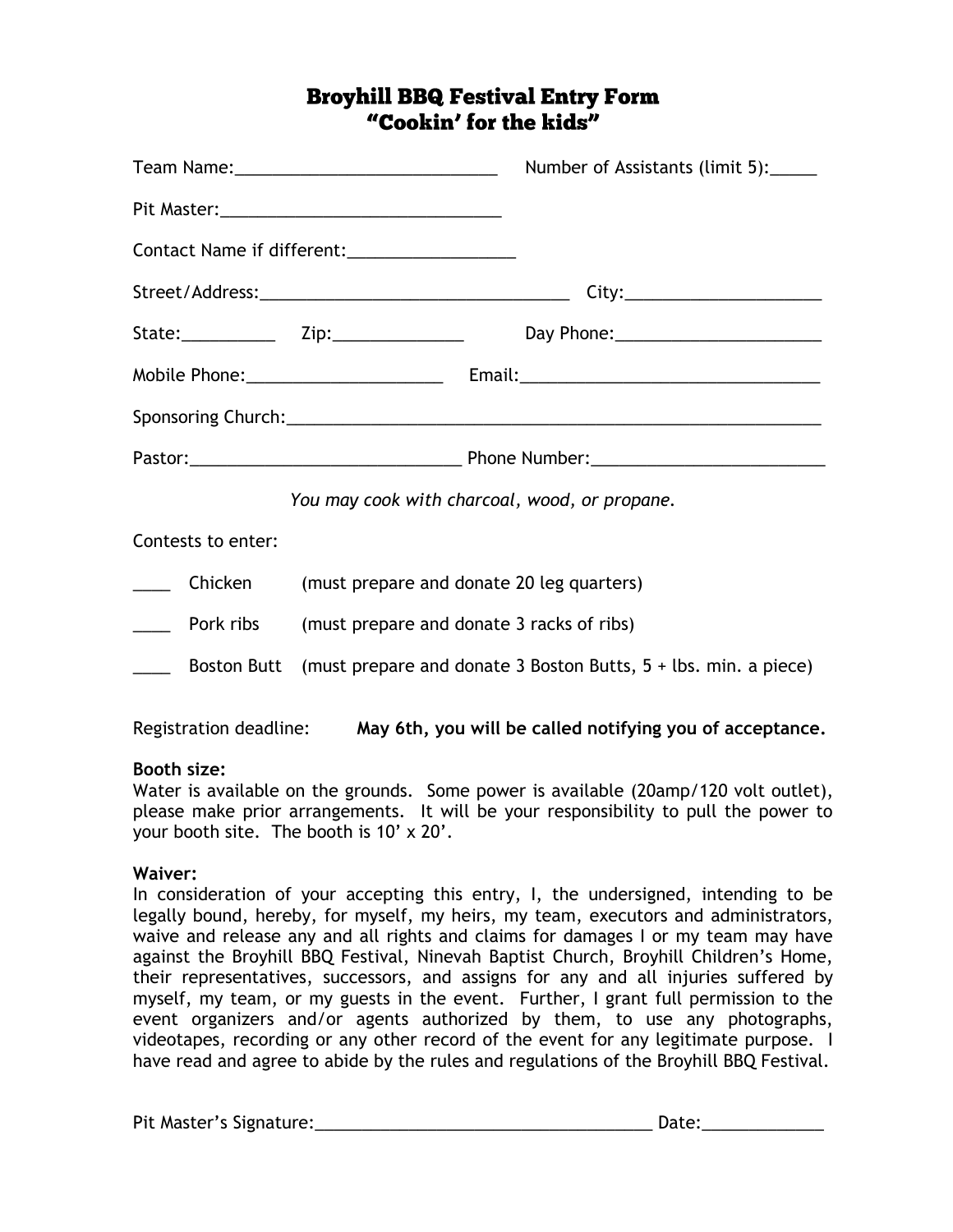# Broyhill BBQ Festival Entry Form
## "Cookin' for the kids"

Team Name:____________________________ Number of Assistants (limit 5):_____

Pit Master:______________________________

Contact Name if different:_________________

Street/Address:_________________________________ City:_____________________

State:__________ Zip:______________ Day Phone:______________________

Mobile Phone:_____________________ Email:________________________________

Sponsoring Church:__________________________________________________________

Pastor:_____________________________ Phone Number:_________________________

*You may cook with charcoal, wood, or propane.*

Contests to enter:

____ Chicken (must prepare and donate 20 leg quarters)

____ Pork ribs (must prepare and donate 3 racks of ribs)

____ Boston Butt (must prepare and donate 3 Boston Butts, 5 + lbs. min. a piece)

Registration deadline: **May 6th, you will be called notifying you of acceptance.**

**Booth size:**
Water is available on the grounds. Some power is available (20amp/120 volt outlet), please make prior arrangements. It will be your responsibility to pull the power to your booth site. The booth is 10' x 20'.

**Waiver:**
In consideration of your accepting this entry, I, the undersigned, intending to be legally bound, hereby, for myself, my heirs, my team, executors and administrators, waive and release any and all rights and claims for damages I or my team may have against the Broyhill BBQ Festival, Ninevah Baptist Church, Broyhill Children's Home, their representatives, successors, and assigns for any and all injuries suffered by myself, my team, or my guests in the event. Further, I grant full permission to the event organizers and/or agents authorized by them, to use any photographs, videotapes, recording or any other record of the event for any legitimate purpose. I have read and agree to abide by the rules and regulations of the Broyhill BBQ Festival.

Pit Master's Signature:_____________________________________ Date:_____________